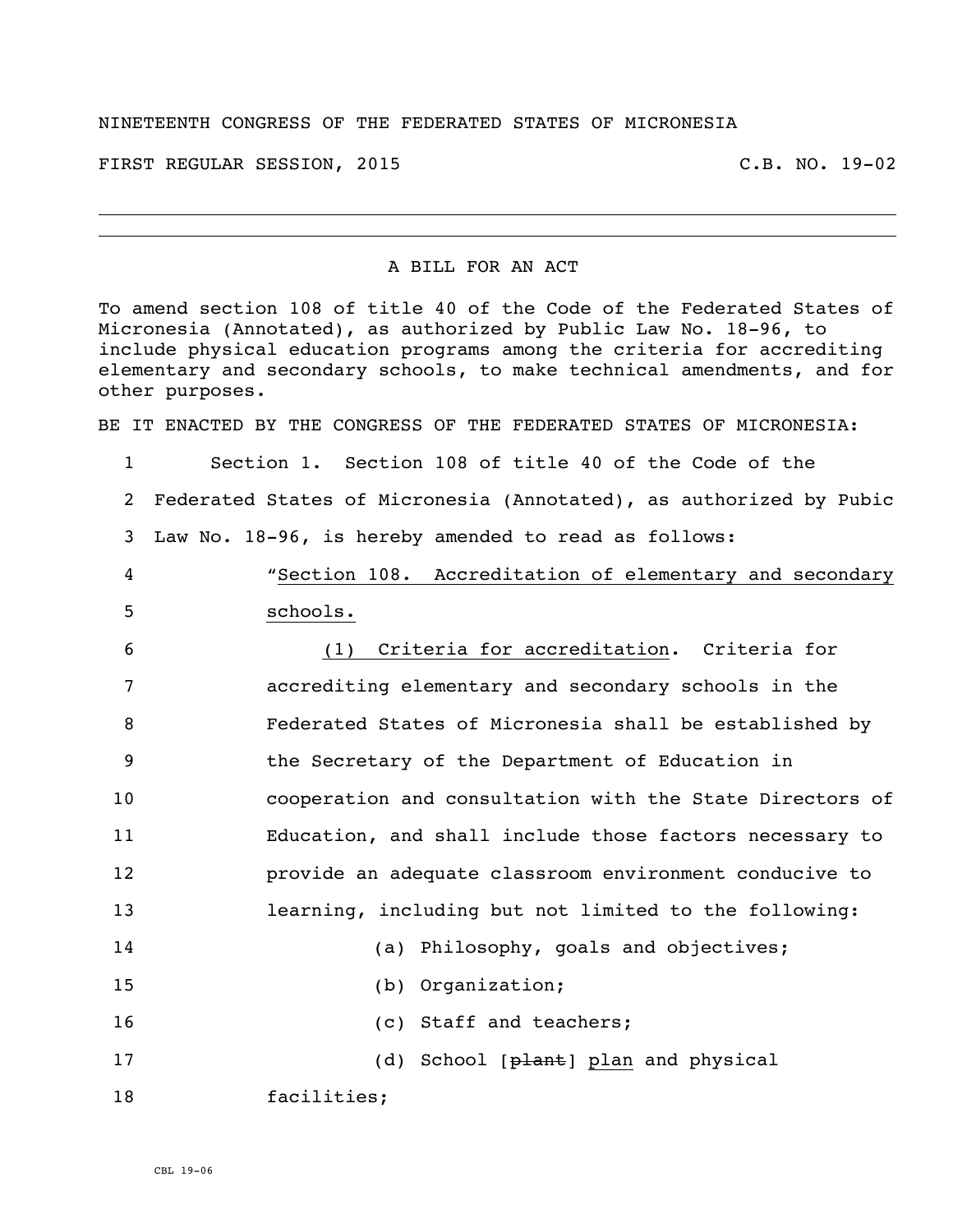NINETEENTH CONGRESS OF THE FEDERATED STATES OF MICRONESIA

FIRST REGULAR SESSION, 2015 C.B. NO. 19-02

---

A BILL FOR AN ACT

To amend section 108 of title 40 of the Code of the Federated States of Micronesia (Annotated), as authorized by Public Law No. 18-96, to include physical education programs among the criteria for accrediting elementary and secondary schools, to make technical amendments, and for other purposes.

BE IT ENACTED BY THE CONGRESS OF THE FEDERATED STATES OF MICRONESIA:

1 Section 1. Section 108 of title 40 of the Code of the
2 Federated States of Micronesia (Annotated), as authorized by Pubic
3 Law No. 18-96, is hereby amended to read as follows:
4 "<u>Section 108. Accreditation of elementary and secondary</u>
5 <u>schools.</u>
6 <u>(1) Criteria for accreditation</u>. Criteria for
7 accrediting elementary and secondary schools in the
8 Federated States of Micronesia shall be established by
9 the Secretary of the Department of Education in
10 cooperation and consultation with the State Directors of
11 Education, and shall include those factors necessary to
12 provide an adequate classroom environment conducive to
13 learning, including but not limited to the following:
14 (a) Philosophy, goals and objectives;
15 (b) Organization;
16 (c) Staff and teachers;
17 (d) School [~~plant~~] <u>plan</u> and physical
18 facilities;

CBL 19-06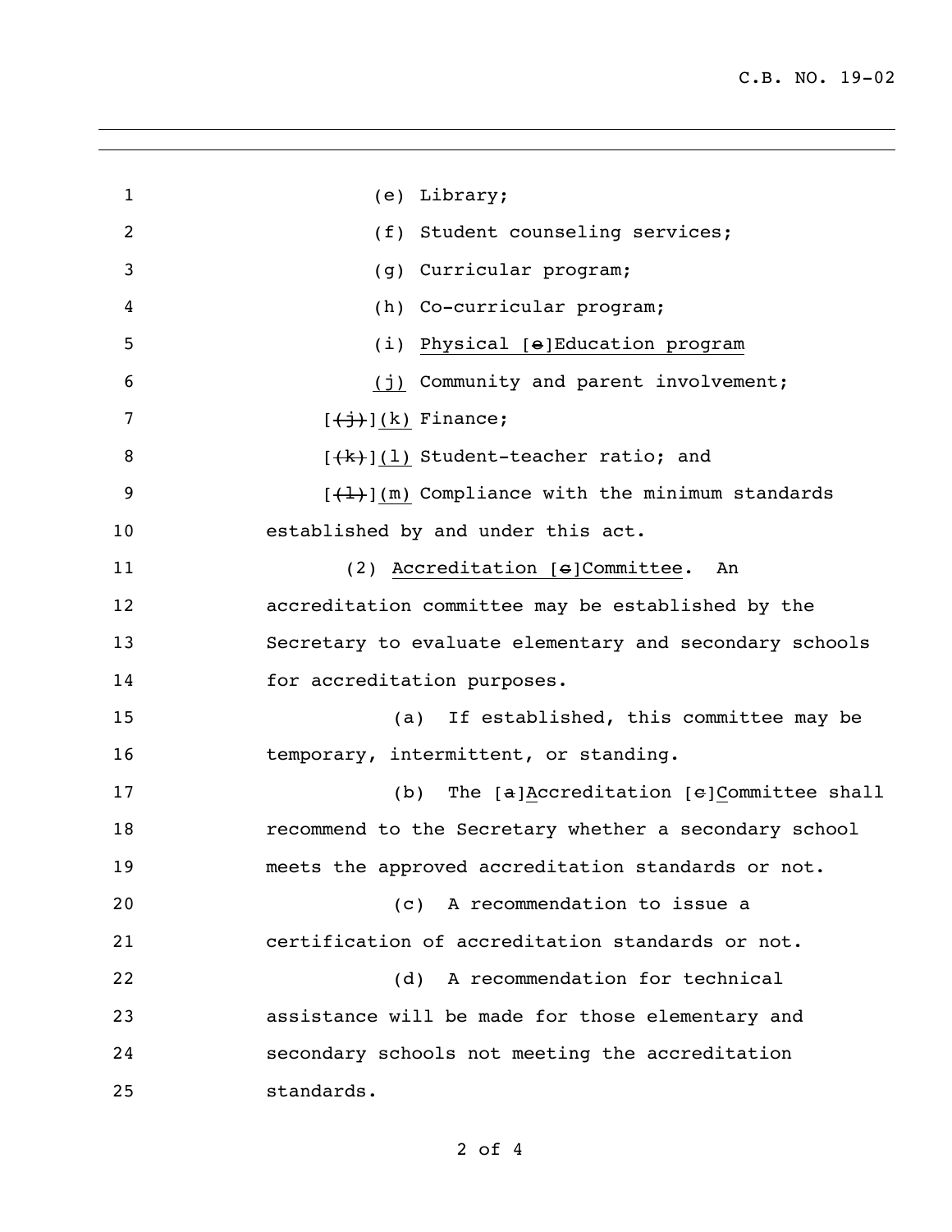(e) Library;

(f) Student counseling services;

(g) Curricular program;

(h) Co-curricular program;

(i) Physical [e]Education program

(j) Community and parent involvement;

[(j)](k) Finance;

[(k)](l) Student-teacher ratio; and

[(l)](m) Compliance with the minimum standards established by and under this act.

(2) Accreditation [c]Committee. An accreditation committee may be established by the Secretary to evaluate elementary and secondary schools for accreditation purposes.

(a) If established, this committee may be temporary, intermittent, or standing.

(b) The [a]Accreditation [c]Committee shall recommend to the Secretary whether a secondary school meets the approved accreditation standards or not.

(c) A recommendation to issue a certification of accreditation standards or not.

(d) A recommendation for technical assistance will be made for those elementary and secondary schools not meeting the accreditation standards.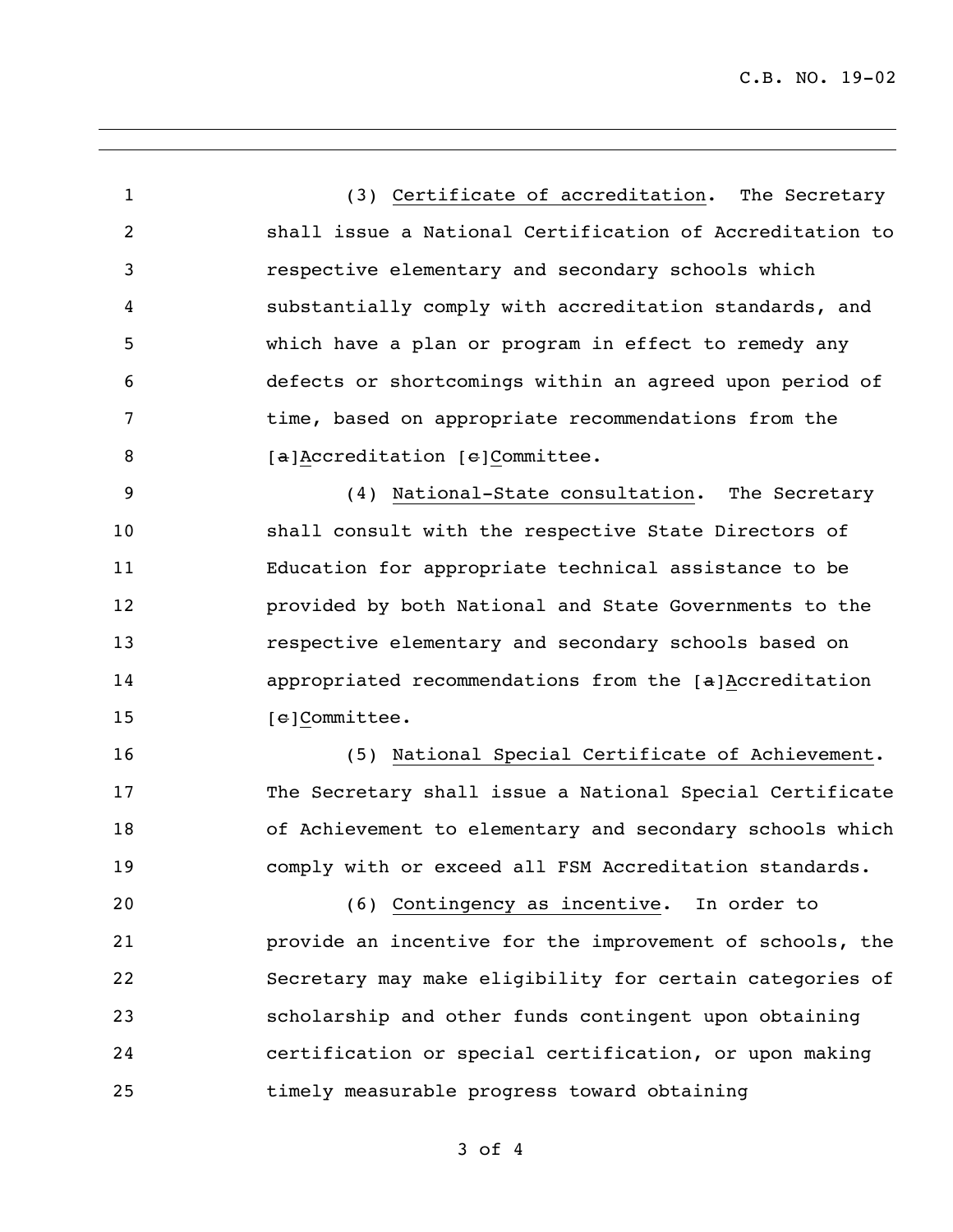(3) Certificate of accreditation. The Secretary shall issue a National Certification of Accreditation to respective elementary and secondary schools which substantially comply with accreditation standards, and which have a plan or program in effect to remedy any defects or shortcomings within an agreed upon period of time, based on appropriate recommendations from the [~~a~~]Accreditation [~~c~~]Committee.

(4) National-State consultation. The Secretary shall consult with the respective State Directors of Education for appropriate technical assistance to be provided by both National and State Governments to the respective elementary and secondary schools based on appropriated recommendations from the [~~a~~]Accreditation [~~c~~]Committee.

(5) National Special Certificate of Achievement. The Secretary shall issue a National Special Certificate of Achievement to elementary and secondary schools which comply with or exceed all FSM Accreditation standards.

(6) Contingency as incentive. In order to provide an incentive for the improvement of schools, the Secretary may make eligibility for certain categories of scholarship and other funds contingent upon obtaining certification or special certification, or upon making timely measurable progress toward obtaining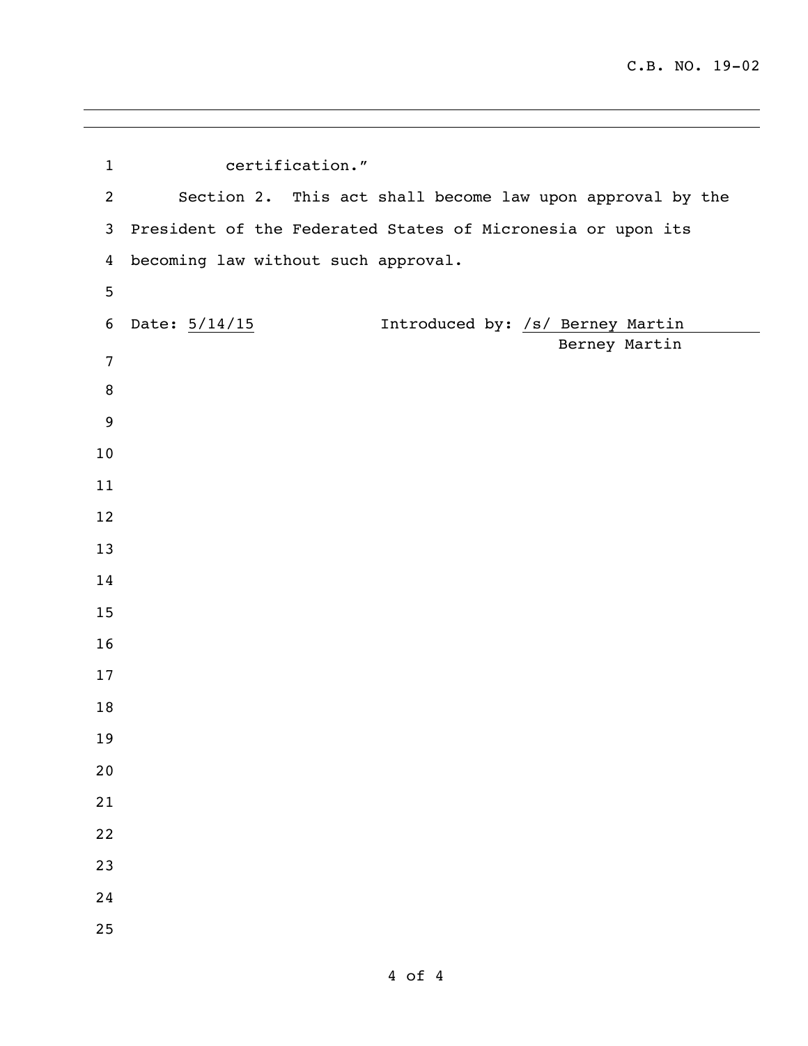certification."

Section 2. This act shall become law upon approval by the President of the Federated States of Micronesia or upon its becoming law without such approval.

Date: 5/14/15 Introduced by: /s/ Berney Martin
Berney Martin